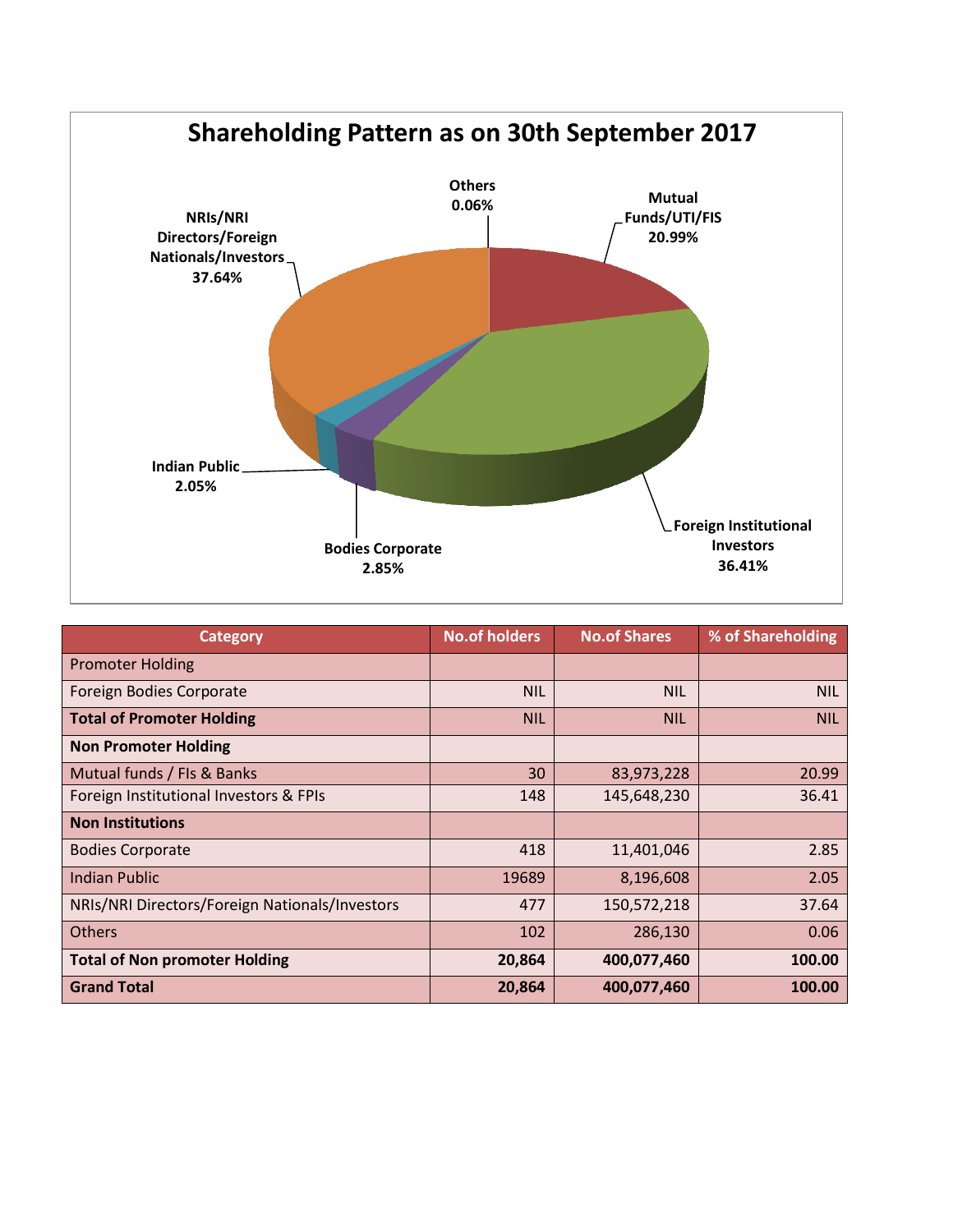## Shareholding Pattern as on 30th September 2017

| Category | No.of holders | No.of Shares | % of Shareholding |
|---|---|---|---|
| Promoter Holding | | | |
| Foreign Bodies Corporate | NIL | NIL | NIL |
| **Total of Promoter Holding** | NIL | NIL | NIL |
| **Non Promoter Holding** | | | |
| Mutual funds / FIs & Banks | 30 | 83,973,228 | 20.99 |
| Foreign Institutional Investors & FPIs | 148 | 145,648,230 | 36.41 |
| **Non Institutions** | | | |
| Bodies Corporate | 418 | 11,401,046 | 2.85 |
| Indian Public | 19689 | 8,196,608 | 2.05 |
| NRIs/NRI Directors/Foreign Nationals/Investors | 477 | 150,572,218 | 37.64 |
| Others | 102 | 286,130 | 0.06 |
| **Total of Non promoter Holding** | **20,864** | **400,077,460** | **100.00** |
| **Grand Total** | **20,864** | **400,077,460** | **100.00** |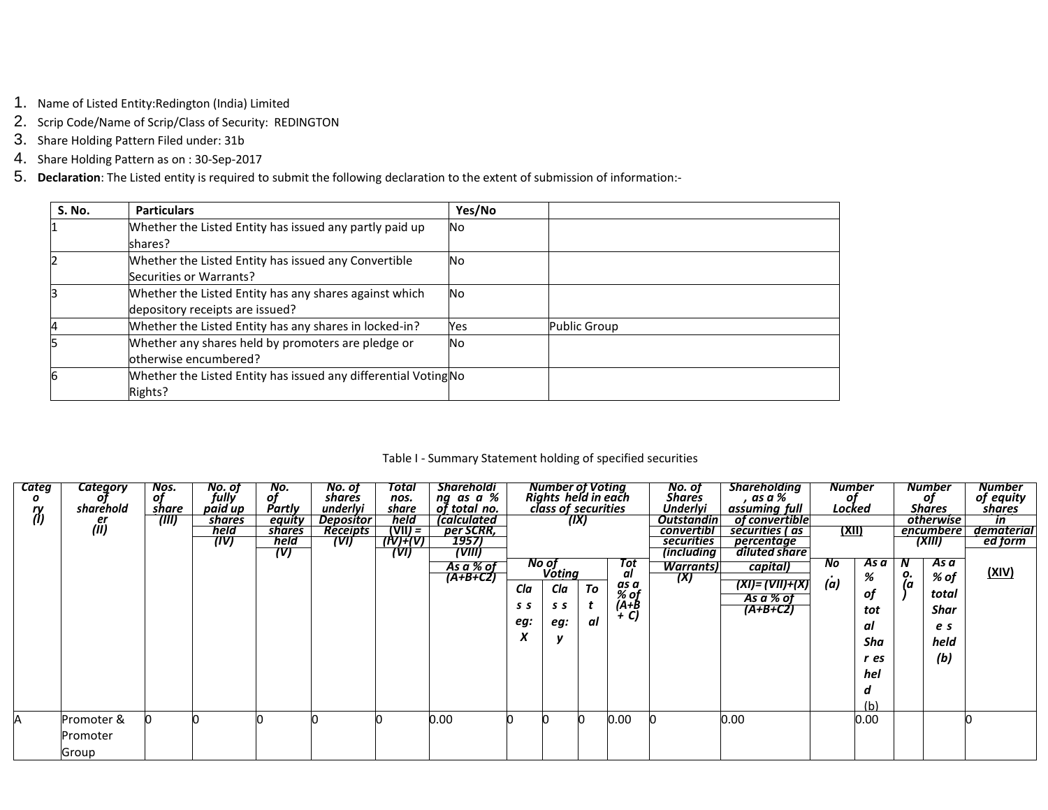1. Name of Listed Entity:Redington (India) Limited
2. Scrip Code/Name of Scrip/Class of Security: REDINGTON
3. Share Holding Pattern Filed under: 31b
4. Share Holding Pattern as on : 30-Sep-2017
5. **Declaration**: The Listed entity is required to submit the following declaration to the extent of submission of information:-

| S. No. | Particulars | Yes/No | |
|---|---|---|---|
| 1 | Whether the Listed Entity has issued any partly paid up shares? | No | |
| 2 | Whether the Listed Entity has issued any Convertible Securities or Warrants? | No | |
| 3 | Whether the Listed Entity has any shares against which depository receipts are issued? | No | |
| 4 | Whether the Listed Entity has any shares in locked-in? | Yes | Public Group |
| 5 | Whether any shares held by promoters are pledge or otherwise encumbered? | No | |
| 6 | Whether the Listed Entity has issued any differential Voting Rights? | No | |

Table I - Summary Statement holding of specified securities

| Category (I) | Category of shareholder (II) | Nos. of share (III) | No. of fully paid up shares held (IV) | No. of Partly equity shares held (V) | No. of shares underlying Depository Receipts (VI) | Total nos. share held (VII) = (IV)+(V)+(VI) | Shareholding as a % of total no. of shares (calculated as per SCRR, 1957) (VIII) As a % of (A+B+C2) | Number of Voting Rights held in each class of securities (IX) | | | | No. of Shares Underlying Outstanding convertible securities (including Warrants) (X) | Shareholding, as a % assuming full conversion of convertible securities (as a percentage of diluted share capital) (XI)= (VII)+(X) As a % of (A+B+C2) | Number of Locked (XII) | | Number of Shares pledged or otherwise encumbered (XIII) | | Number of equity shares held in dematerialized form (XIV) |
|---|---|---|---|---|---|---|---|---|---|---|---|---|---|---|---|---|---|---|
| | | | | | | | | No of Voting Rights | | | Total as a % of (A+B+C) | | | No. (a) | As a % of total Shares held (b) | No. (a) | As a % of total Shares held (b) | |
| | | | | | | | | Class eg: X | Class eg: y | Total | | | | | | | | |
| A | Promoter & Promoter Group | 0 | 0 | 0 | 0 | 0 | 0.00 | 0 | 0 | 0 | 0.00 | 0 | 0.00 | | 0.00 | | | 0 |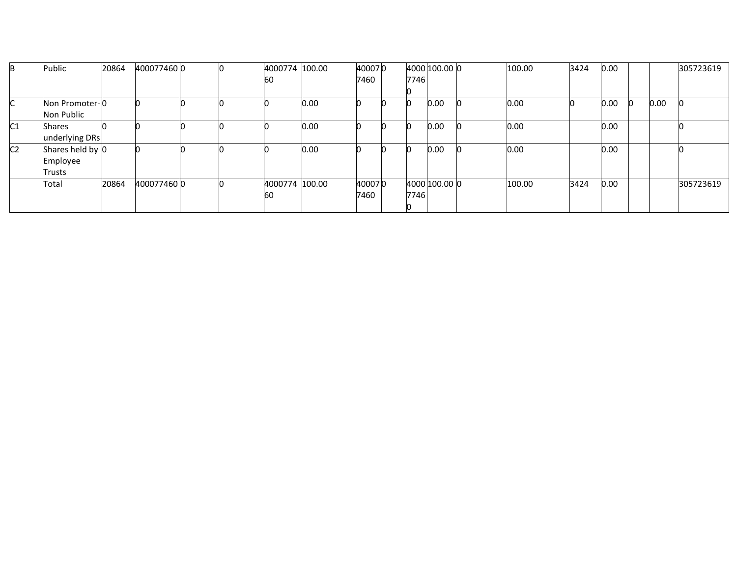| | | | | | | | | | | | | | | | | | | |
|---|---|---|---|---|---|---|---|---|---|---|---|---|---|---|---|---|---|---|
| B | Public | 20864 | 400077460 | 0 | 0 | 400077460 | 100.00 | 400077460 | 0 | 400077460 | 100.00 | 0 | 100.00 | 3424 | 0.00 | | | 305723619 |
| C | Non Promoter-Non Public | 0 | 0 | 0 | 0 | 0 | 0.00 | 0 | 0 | 0 | 0.00 | 0 | 0.00 | 0 | 0.00 | 0 | 0.00 | 0 |
| C1 | Shares underlying DRs | 0 | 0 | 0 | 0 | 0 | 0.00 | 0 | 0 | 0 | 0.00 | 0 | 0.00 | | 0.00 | | | 0 |
| C2 | Shares held by Employee Trusts | 0 | 0 | 0 | 0 | 0 | 0.00 | 0 | 0 | 0 | 0.00 | 0 | 0.00 | | 0.00 | | | 0 |
| | Total | 20864 | 400077460 | 0 | 0 | 400077460 | 100.00 | 400077460 | 0 | 400077460 | 100.00 | 0 | 100.00 | 3424 | 0.00 | | | 305723619 |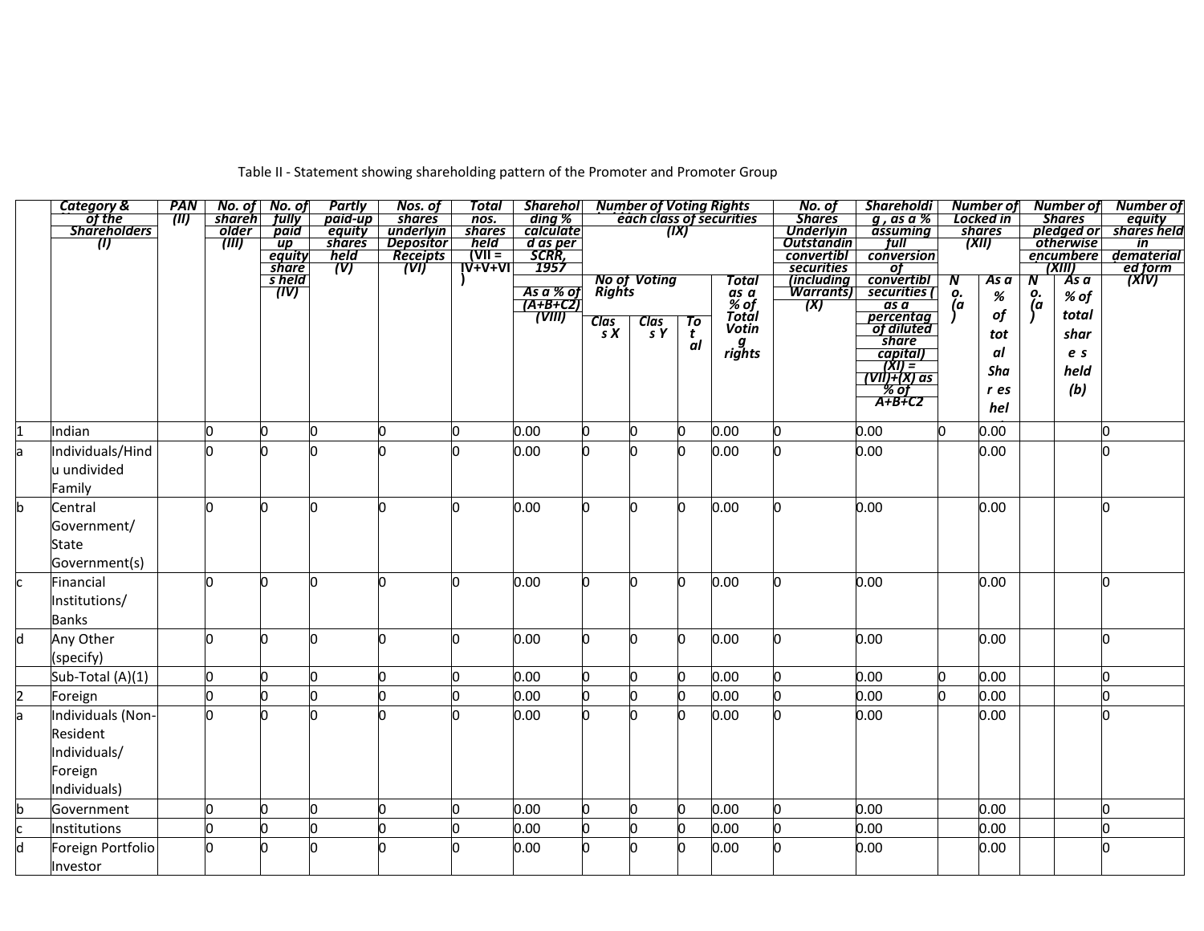Table II - Statement showing shareholding pattern of the Promoter and Promoter Group

| | Category & of the Shareholders (I) | PAN (II) | No. of shareholder (III) | No. of fully paid up equity shares held (IV) | Partly paid-up equity shares held (V) | Nos. of shares underlying Depository Receipts (VI) | Total nos. shares held (VII = IV+V+VI) | Shareholding % calculated as per SCRR, 1957 As a % of (A+B+C2) (VIII) | Number of Voting Rights each class of securities (IX) | | | | No. of Shares Underlying Outstanding convertible securities (including Warrants) (X) | Shareholding , as a % assuming full conversion of convertible securities ( as a percentage of diluted share capital) (XI) = (VII)+(X) as % of A+B+C2 | Number of Locked in shares (XII) | | Number of Shares pledged or otherwise encumbered (XIII) | | Number of equity shares held in dematerialized form (XIV) |
|---|---|---|---|---|---|---|---|---|---|---|---|---|---|---|---|---|---|---|---|
| | | | | | | | | | No of Voting Rights | | | Total as a % of Total Voting rights | | | No. (a) | As a % of total Shares held | No. (a) | As a % of total shares held (b) | |
| | | | | | | | | | Class X | Class Y | Total | | | | | | | | |
| 1 | Indian | | 0 | 0 | 0 | 0 | 0 | 0.00 | 0 | 0 | 0 | 0.00 | 0 | 0.00 | 0 | 0.00 | | | 0 |
| a | Individuals/Hindu undivided Family | | 0 | 0 | 0 | 0 | 0 | 0.00 | 0 | 0 | 0 | 0.00 | 0 | 0.00 | | 0.00 | | | 0 |
| b | Central Government/ State Government(s) | | 0 | 0 | 0 | 0 | 0 | 0.00 | 0 | 0 | 0 | 0.00 | 0 | 0.00 | | 0.00 | | | 0 |
| c | Financial Institutions/ Banks | | 0 | 0 | 0 | 0 | 0 | 0.00 | 0 | 0 | 0 | 0.00 | 0 | 0.00 | | 0.00 | | | 0 |
| d | Any Other (specify) | | 0 | 0 | 0 | 0 | 0 | 0.00 | 0 | 0 | 0 | 0.00 | 0 | 0.00 | | 0.00 | | | 0 |
| | Sub-Total (A)(1) | | 0 | 0 | 0 | 0 | 0 | 0.00 | 0 | 0 | 0 | 0.00 | 0 | 0.00 | 0 | 0.00 | | | 0 |
| 2 | Foreign | | 0 | 0 | 0 | 0 | 0 | 0.00 | 0 | 0 | 0 | 0.00 | 0 | 0.00 | 0 | 0.00 | | | 0 |
| a | Individuals (Non-Resident Individuals/ Foreign Individuals) | | 0 | 0 | 0 | 0 | 0 | 0.00 | 0 | 0 | 0 | 0.00 | 0 | 0.00 | | 0.00 | | | 0 |
| b | Government | | 0 | 0 | 0 | 0 | 0 | 0.00 | 0 | 0 | 0 | 0.00 | 0 | 0.00 | | 0.00 | | | 0 |
| c | Institutions | | 0 | 0 | 0 | 0 | 0 | 0.00 | 0 | 0 | 0 | 0.00 | 0 | 0.00 | | 0.00 | | | 0 |
| d | Foreign Portfolio Investor | | 0 | 0 | 0 | 0 | 0 | 0.00 | 0 | 0 | 0 | 0.00 | 0 | 0.00 | | 0.00 | | | 0 |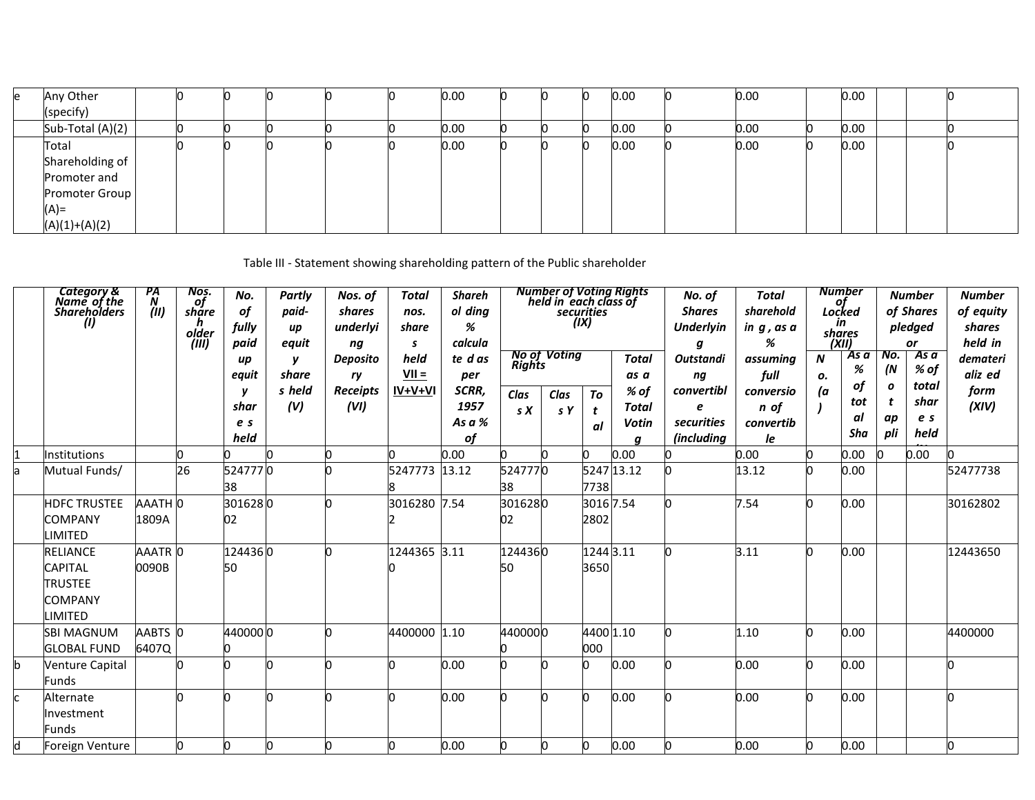| e | Any Other (specify) | | 0 | 0 | 0 | 0 | 0 | 0.00 | 0 | 0 | 0 | 0.00 | 0 | 0.00 | | 0.00 | | | 0 |
|---|---|---|---|---|---|---|---|---|---|---|---|---|---|---|---|---|---|---|---|
| | Sub-Total (A)(2) | | 0 | 0 | 0 | 0 | 0 | 0.00 | 0 | 0 | 0 | 0.00 | 0 | 0.00 | 0 | 0.00 | | | 0 |
| | Total Shareholding of Promoter and Promoter Group (A)= (A)(1)+(A)(2) | | 0 | 0 | 0 | 0 | 0 | 0.00 | 0 | 0 | 0 | 0.00 | 0 | 0.00 | 0 | 0.00 | | | 0 |

Table III - Statement showing shareholding pattern of the Public shareholder

| | Category & Name of the Shareholders (I) | PAN (II) | Nos. of shareholder (III) | No. of fully paid up equity shares held | Partly paid-up equity shares held (V) | Nos. of shares underlying Depository Receipts (VI) | Total nos. shares held VII = IV+V+VI | Shareholding % calculated as per SCRR, 1957 As a % of | Number of Voting Rights held in each class of securities (IX) | | | | No. of Shares Underlying Outstanding convertible securities (including | Total shareholding, as a % assuming full conversion of convertible | Number of Locked in shares (XII) | | Number of Shares pledged or | | Number of equity shares held in dematerialized form (XIV) |
|---|---|---|---|---|---|---|---|---|---|---|---|---|---|---|---|---|---|---|---|
| | | | | | | | | | No of Voting Rights | | | Total as a % of Total Voting | | | No. (a) | As a % of total Shares | No. (Not appli | As a % of total shares held | |
| | | | | | | | | | Class X | Class Y | Total | | | | | | | | |
| 1 | Institutions | | 0 | 0 | 0 | 0 | 0 | 0.00 | 0 | 0 | 0 | 0.00 | 0 | 0.00 | 0 | 0.00 | 0 | 0.00 | 0 |
| a | Mutual Funds/ | | 26 | 52477738 | 0 | 0 | 52477738 | 13.12 | 52477738 | 0 | 52477738 | 13.12 | 0 | 13.12 | 0 | 0.00 | | | 52477738 |
| | HDFC TRUSTEE COMPANY LIMITED | AAATH1809A | 0 | 30162802 | 0 | 0 | 30162802 | 7.54 | 30162802 | 0 | 30162802 | 7.54 | 0 | 7.54 | 0 | 0.00 | | | 30162802 |
| | RELIANCE CAPITAL TRUSTEE COMPANY LIMITED | AAATR0090B | 0 | 12443650 | 0 | 0 | 12443650 | 3.11 | 12443650 | 0 | 12443650 | 3.11 | 0 | 3.11 | 0 | 0.00 | | | 12443650 |
| | SBI MAGNUM GLOBAL FUND | AABTS6407Q | 0 | 4400000 | 0 | 0 | 4400000 | 1.10 | 4400000 | 0 | 4400000 | 1.10 | 0 | 1.10 | 0 | 0.00 | | | 4400000 |
| b | Venture Capital Funds | | 0 | 0 | 0 | 0 | 0 | 0.00 | 0 | 0 | 0 | 0.00 | 0 | 0.00 | 0 | 0.00 | | | 0 |
| c | Alternate Investment Funds | | 0 | 0 | 0 | 0 | 0 | 0.00 | 0 | 0 | 0 | 0.00 | 0 | 0.00 | 0 | 0.00 | | | 0 |
| d | Foreign Venture | | 0 | 0 | 0 | 0 | 0 | 0.00 | 0 | 0 | 0 | 0.00 | 0 | 0.00 | 0 | 0.00 | | | 0 |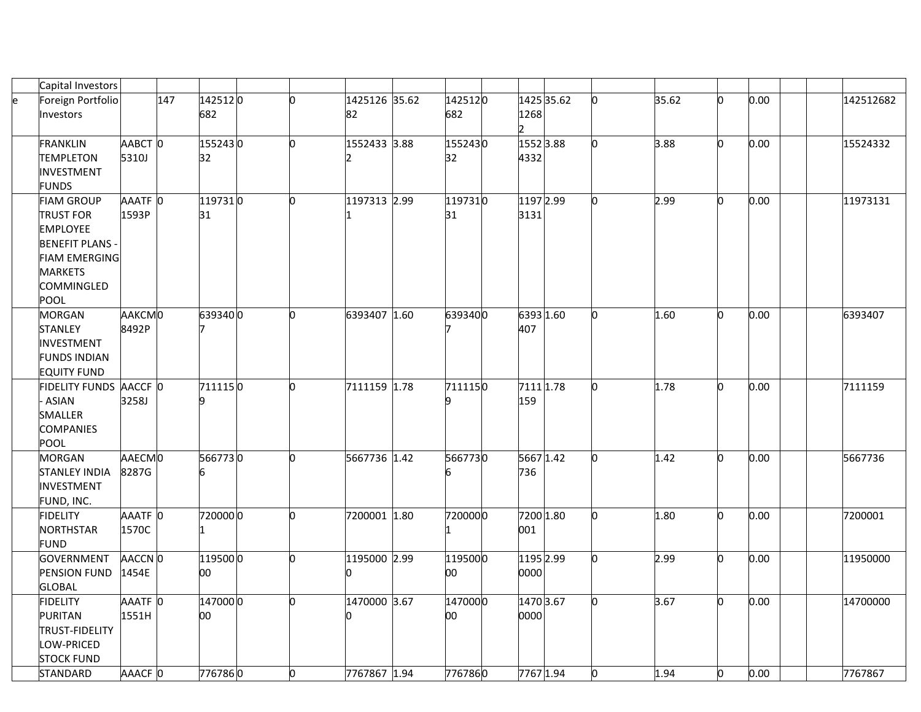| | | | | | | | | | | | | | | | | | | | | |
|---|---|---|---|---|---|---|---|---|---|---|---|---|---|---|---|---|---|---|---|---|
| | Capital Investors | | | | | | | | | | | | | | | | | | | |
| e | Foreign Portfolio Investors | | 147 | 142512682 | 0 | 0 | 142512682 | 35.62 | 142512682 | 0 | 142512682 | 35.62 | 0 | 35.62 | 0 | 0.00 | | | 142512682 |
| | FRANKLIN TEMPLETON INVESTMENT FUNDS | AABCT5310J | 0 | 15524332 | 0 | 0 | 15524332 | 3.88 | 15524332 | 0 | 15524332 | 3.88 | 0 | 3.88 | 0 | 0.00 | | | 15524332 |
| | FIAM GROUP TRUST FOR EMPLOYEE BENEFIT PLANS - FIAM EMERGING MARKETS COMMINGLED POOL | AAATF1593P | 0 | 11973131 | 0 | 0 | 11973131 | 2.99 | 11973131 | 0 | 11973131 | 2.99 | 0 | 2.99 | 0 | 0.00 | | | 11973131 |
| | MORGAN STANLEY INVESTMENT FUNDS INDIAN EQUITY FUND | AAKCM8492P | 0 | 6393407 | 0 | 0 | 6393407 | 1.60 | 6393407 | 0 | 6393407 | 1.60 | 0 | 1.60 | 0 | 0.00 | | | 6393407 |
| | FIDELITY FUNDS - ASIAN SMALLER COMPANIES POOL | AACCF3258J | 0 | 7111159 | 0 | 0 | 7111159 | 1.78 | 7111159 | 0 | 7111159 | 1.78 | 0 | 1.78 | 0 | 0.00 | | | 7111159 |
| | MORGAN STANLEY INDIA INVESTMENT FUND, INC. | AAECM8287G | 0 | 5667736 | 0 | 0 | 5667736 | 1.42 | 5667736 | 0 | 5667736 | 1.42 | 0 | 1.42 | 0 | 0.00 | | | 5667736 |
| | FIDELITY NORTHSTAR FUND | AAATF1570C | 0 | 7200001 | 0 | 0 | 7200001 | 1.80 | 7200001 | 0 | 7200001 | 1.80 | 0 | 1.80 | 0 | 0.00 | | | 7200001 |
| | GOVERNMENT PENSION FUND GLOBAL | AACCN1454E | 0 | 11950000 | 0 | 0 | 11950000 | 2.99 | 11950000 | 0 | 11950000 | 2.99 | 0 | 2.99 | 0 | 0.00 | | | 11950000 |
| | FIDELITY PURITAN TRUST-FIDELITY LOW-PRICED STOCK FUND | AAATF1551H | 0 | 14700000 | 0 | 0 | 14700000 | 3.67 | 14700000 | 0 | 14700000 | 3.67 | 0 | 3.67 | 0 | 0.00 | | | 14700000 |
| | STANDARD | AAACF | 0 | 776786 | 0 | 0 | 7767867 | 1.94 | 776786 | 0 | 7767 | 1.94 | 0 | 1.94 | 0 | 0.00 | | | 7767867 |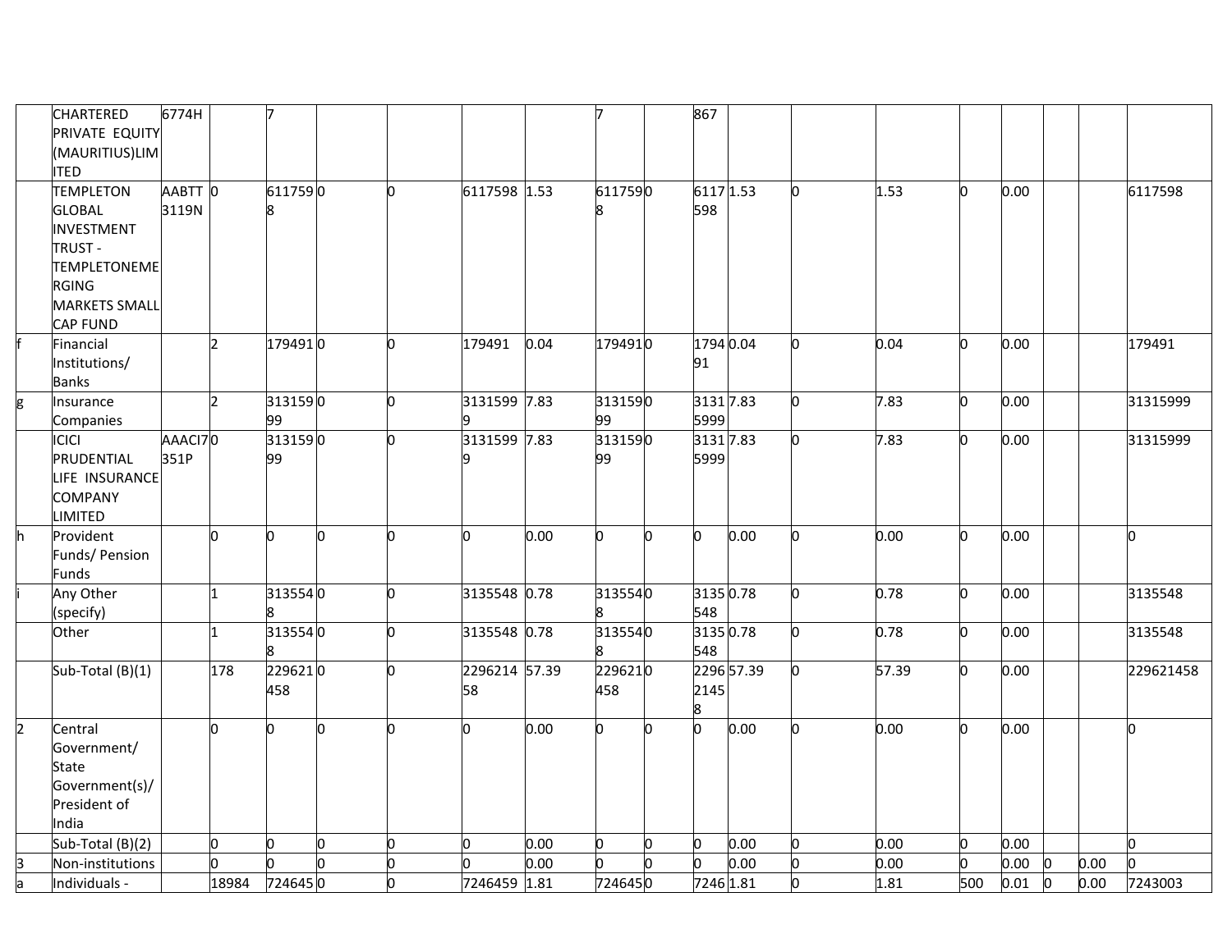| | CHARTERED PRIVATE EQUITY (MAURITIUS)LIMITED | 6774H | | 7 | | | | | 7 | | 867 | | | | | | | | |
|---|---|---|---|---|---|---|---|---|---|---|---|---|---|---|---|---|---|---|---|
| | TEMPLETON GLOBAL INVESTMENT TRUST - TEMPLETONEMERGING MARKETS SMALL CAP FUND | AABTT3119N | 0 | 6117598 | 0 | 0 | 6117598 | 1.53 | 6117598 | 0 | 6117598 | 1.53 | 0 | 1.53 | 0 | 0.00 | | | 6117598 |
| f | Financial Institutions/ Banks | | 2 | 179491 | 0 | 0 | 179491 | 0.04 | 179491 | 0 | 179491 | 0.04 | 0 | 0.04 | 0 | 0.00 | | | 179491 |
| g | Insurance Companies | | 2 | 31315999 | 0 | 0 | 31315999 | 7.83 | 31315999 | 0 | 31315999 | 7.83 | 0 | 7.83 | 0 | 0.00 | | | 31315999 |
| | ICICI PRUDENTIAL LIFE INSURANCE COMPANY LIMITED | AAACI7351P | 0 | 31315999 | 0 | 0 | 31315999 | 7.83 | 31315999 | 0 | 31315999 | 7.83 | 0 | 7.83 | 0 | 0.00 | | | 31315999 |
| h | Provident Funds/ Pension Funds | | 0 | 0 | 0 | 0 | 0 | 0.00 | 0 | 0 | 0 | 0.00 | 0 | 0.00 | 0 | 0.00 | | | 0 |
| i | Any Other (specify) | | 1 | 3135548 | 0 | 0 | 3135548 | 0.78 | 3135548 | 0 | 3135548 | 0.78 | 0 | 0.78 | 0 | 0.00 | | | 3135548 |
| | Other | | 1 | 3135548 | 0 | 0 | 3135548 | 0.78 | 3135548 | 0 | 3135548 | 0.78 | 0 | 0.78 | 0 | 0.00 | | | 3135548 |
| | Sub-Total (B)(1) | | 178 | 229621458 | 0 | 0 | 229621458 | 57.39 | 229621458 | 0 | 229621458 | 57.39 | 0 | 57.39 | 0 | 0.00 | | | 229621458 |
| 2 | Central Government/ State Government(s)/ President of India | | 0 | 0 | 0 | 0 | 0 | 0.00 | 0 | 0 | 0 | 0.00 | 0 | 0.00 | 0 | 0.00 | | | 0 |
| | Sub-Total (B)(2) | | 0 | 0 | 0 | 0 | 0 | 0.00 | 0 | 0 | 0 | 0.00 | 0 | 0.00 | 0 | 0.00 | | | 0 |
| 3 | Non-institutions | | 0 | 0 | 0 | 0 | 0 | 0.00 | 0 | 0 | 0 | 0.00 | 0 | 0.00 | 0 | 0.00 | 0 | 0.00 | 0 |
| a | Individuals - | | 18984 | 7246459 | 0 | 0 | 7246459 | 1.81 | 7246459 | 0 | 7246459 | 1.81 | 0 | 1.81 | 500 | 0.01 | 0 | 0.00 | 7243003 |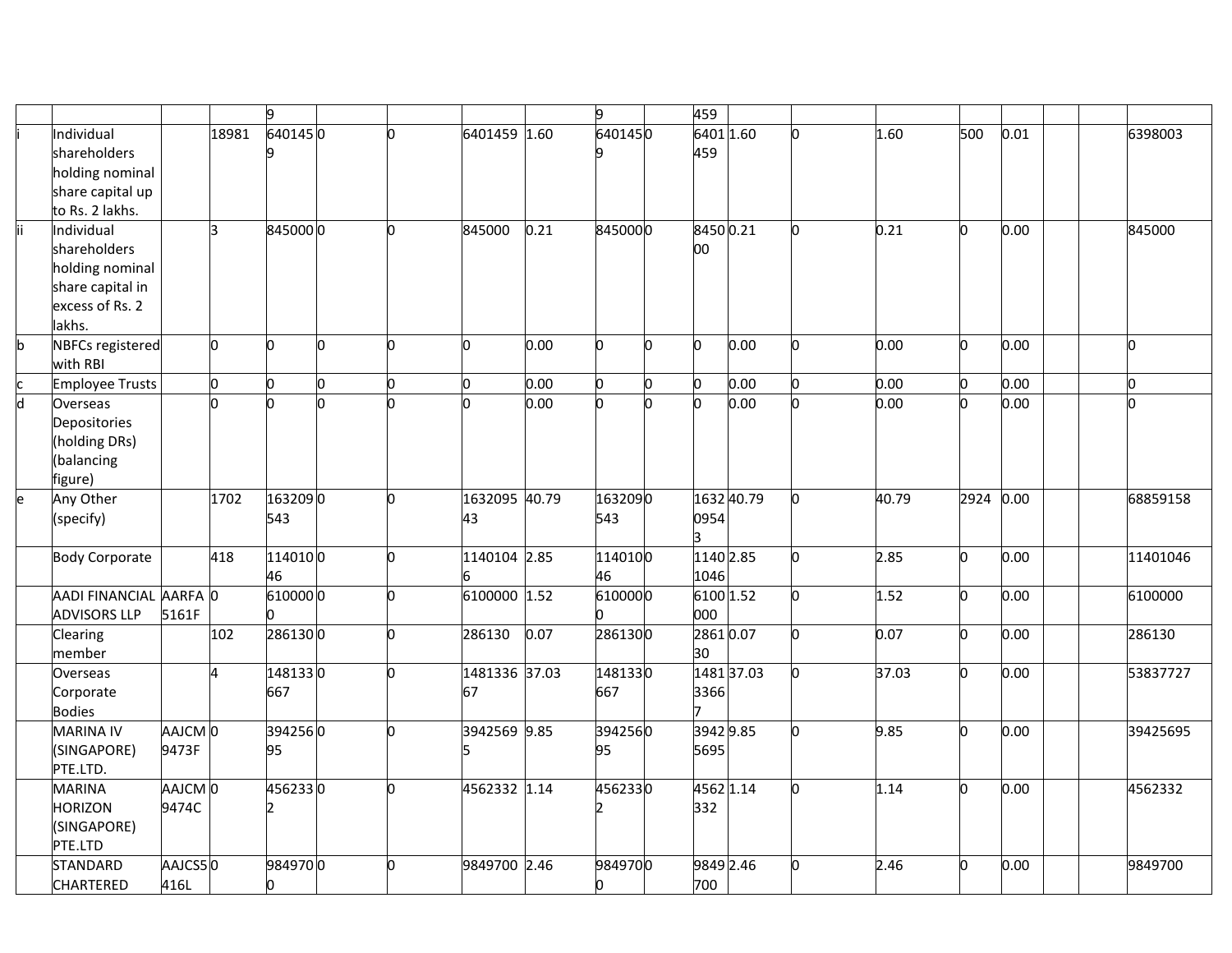| | | | | | | | | | | | | | | | | | | |
|---|---|---|---|---|---|---|---|---|---|---|---|---|---|---|---|---|---|---|
| | | | | 9 | | | | | 9 | | 459 | | | | | | | |
| i | Individual shareholders holding nominal share capital up to Rs. 2 lakhs. | | 18981 | 6401459 | 0 | 0 | 6401459 | 1.60 | 6401459 | 0 | 6401459 | 1.60 | 0 | 1.60 | 500 | 0.01 | | | 6398003 |
| ii | Individual shareholders holding nominal share capital in excess of Rs. 2 lakhs. | | 3 | 845000 | 0 | 0 | 845000 | 0.21 | 845000 | 0 | 845000 | 0.21 | 0 | 0.21 | 0 | 0.00 | | | 845000 |
| b | NBFCs registered with RBI | | 0 | 0 | 0 | 0 | 0 | 0.00 | 0 | 0 | 0 | 0.00 | 0 | 0.00 | 0 | 0.00 | | | 0 |
| c | Employee Trusts | | 0 | 0 | 0 | 0 | 0 | 0.00 | 0 | 0 | 0 | 0.00 | 0 | 0.00 | 0 | 0.00 | | | 0 |
| d | Overseas Depositories (holding DRs) (balancing figure) | | 0 | 0 | 0 | 0 | 0 | 0.00 | 0 | 0 | 0 | 0.00 | 0 | 0.00 | 0 | 0.00 | | | 0 |
| e | Any Other (specify) | | 1702 | 163209543 | 0 | 0 | 163209543 | 40.79 | 163209543 | 0 | 163209543 | 40.79 | 0 | 40.79 | 2924 | 0.00 | | | 68859158 |
| | Body Corporate | | 418 | 11401046 | 0 | 0 | 11401046 | 2.85 | 11401046 | 0 | 11401046 | 2.85 | 0 | 2.85 | 0 | 0.00 | | | 11401046 |
| | AADI FINANCIAL ADVISORS LLP | AARFA5161F | 0 | 6100000 | 0 | 0 | 6100000 | 1.52 | 6100000 | 0 | 6100000 | 1.52 | 0 | 1.52 | 0 | 0.00 | | | 6100000 |
| | Clearing member | | 102 | 286130 | 0 | 0 | 286130 | 0.07 | 286130 | 0 | 286130 | 0.07 | 0 | 0.07 | 0 | 0.00 | | | 286130 |
| | Overseas Corporate Bodies | | 4 | 148133667 | 0 | 0 | 148133667 | 37.03 | 148133667 | 0 | 148133667 | 37.03 | 0 | 37.03 | 0 | 0.00 | | | 53837727 |
| | MARINA IV (SINGAPORE) PTE.LTD. | AAJCM9473F | 0 | 39425695 | 0 | 0 | 39425695 | 9.85 | 39425695 | 0 | 39425695 | 9.85 | 0 | 9.85 | 0 | 0.00 | | | 39425695 |
| | MARINA HORIZON (SINGAPORE) PTE.LTD | AAJCM9474C | 0 | 4562332 | 0 | 0 | 4562332 | 1.14 | 4562332 | 0 | 4562332 | 1.14 | 0 | 1.14 | 0 | 0.00 | | | 4562332 |
| | STANDARD CHARTERED | AAJCS5416L | 0 | 9849700 | 0 | 0 | 9849700 | 2.46 | 9849700 | 0 | 9849700 | 2.46 | 0 | 2.46 | 0 | 0.00 | | | 9849700 |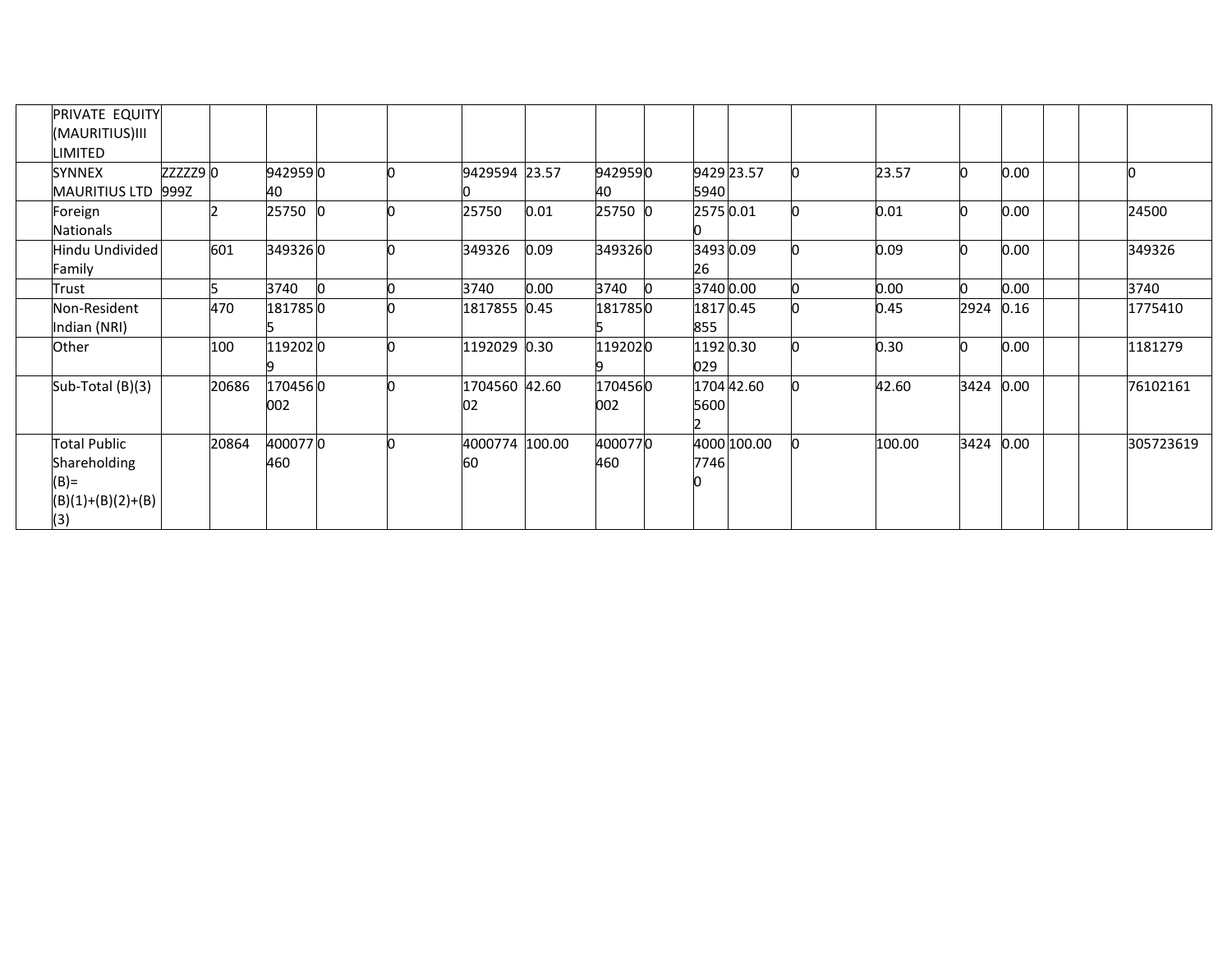| | | | | | | | | | | | | | | | | | | |
|---|---|---|---|---|---|---|---|---|---|---|---|---|---|---|---|---|---|---|
| | PRIVATE EQUITY (MAURITIUS)III LIMITED | | | | | | | | | | | | | | | | | |
| | SYNNEX MAURITIUS LTD | ZZZZZ9999Z | 0 | 94295940 | 0 | 0 | 94295940 | 23.57 | 94295940 | 0 | 94295940 | 23.57 | 0 | 23.57 | 0 | 0.00 | | | 0 |
| | Foreign Nationals | | 2 | 25750 | 0 | 0 | 25750 | 0.01 | 25750 | 0 | 25750 | 0.01 | 0 | 0.01 | 0 | 0.00 | | | 24500 |
| | Hindu Undivided Family | | 601 | 349326 | 0 | 0 | 349326 | 0.09 | 349326 | 0 | 349326 | 0.09 | 0 | 0.09 | 0 | 0.00 | | | 349326 |
| | Trust | | 5 | 3740 | 0 | 0 | 3740 | 0.00 | 3740 | 0 | 3740 | 0.00 | 0 | 0.00 | 0 | 0.00 | | | 3740 |
| | Non-Resident Indian (NRI) | | 470 | 1817855 | 0 | 0 | 1817855 | 0.45 | 1817855 | 0 | 1817855 | 0.45 | 0 | 0.45 | 2924 | 0.16 | | | 1775410 |
| | Other | | 100 | 1192029 | 0 | 0 | 1192029 | 0.30 | 1192029 | 0 | 1192029 | 0.30 | 0 | 0.30 | 0 | 0.00 | | | 1181279 |
| | Sub-Total (B)(3) | | 20686 | 170456002 | 0 | 0 | 170456002 | 42.60 | 170456002 | 0 | 170456002 | 42.60 | 0 | 42.60 | 3424 | 0.00 | | | 76102161 |
| | Total Public Shareholding (B)= (B)(1)+(B)(2)+(B)(3) | | 20864 | 400077460 | 0 | 0 | 400077460 | 100.00 | 400077460 | 0 | 400077460 | 100.00 | 0 | 100.00 | 3424 | 0.00 | | | 305723619 |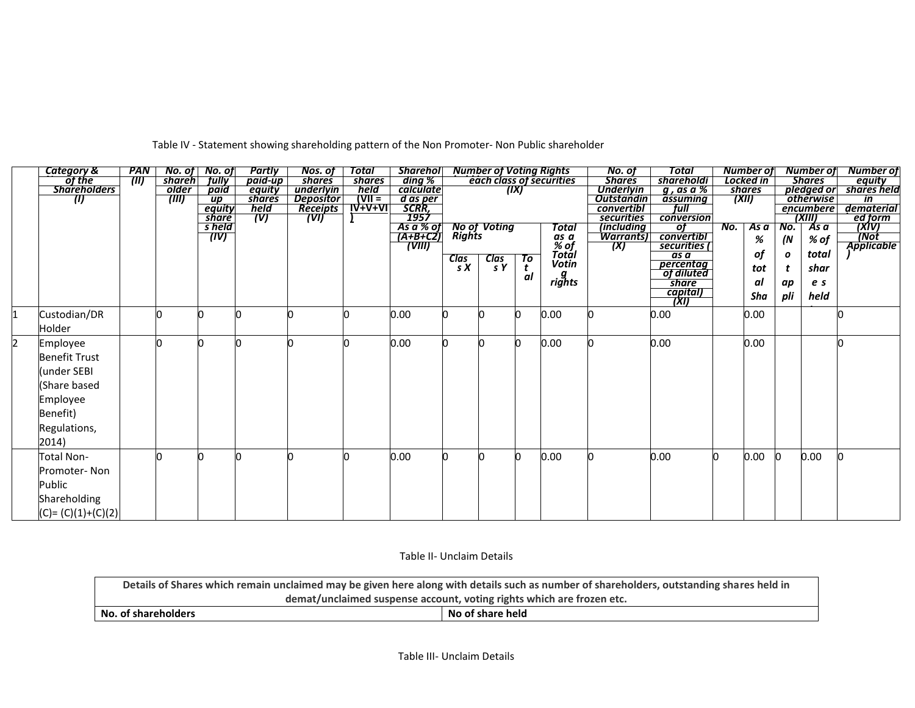Table IV - Statement showing shareholding pattern of the Non Promoter- Non Public shareholder

| | Category & Name of the Shareholders (I) | PAN (II) | No. of shareholder (III) | No. of fully paid up equity shares held (IV) | Partly paid-up equity shares held (V) | Nos. of shares underlying Depository Receipts (VI) | Total shares held (VII = IV+V+VI) | Shareholding % calculated as per SCRR, 1957 As a % of (A+B+C2) (VIII) | Number of Voting Rights held in each class of securities (IX) | | | | No. of Shares Underlying Outstanding convertible securities (including Warrants) (X) | Total shareholding , as a % assuming full conversion of convertible securities ( as a percentage of diluted share capital) (XI) | Number of Locked in shares (XII) | | Number of Shares pledged or otherwise encumbered (XIII) | | Number of equity shares held in dematerialized form (XIV) (Not Applicable) |
|---|---|---|---|---|---|---|---|---|---|---|---|---|---|---|---|---|---|---|---|
| | | | | | | | | | No of Voting Rights | | | Total as a % of Total Voting rights | | | No. | As a % of total Shares held | No. (Not applicable) | As a % of total shares held | |
| | | | | | | | | | Class X | Class Y | Total | | | | | | | | |
| 1 | Custodian/DR Holder | | 0 | 0 | 0 | 0 | 0 | 0.00 | 0 | 0 | 0 | 0.00 | 0 | 0.00 | | 0.00 | | | 0 |
| 2 | Employee Benefit Trust (under SEBI (Share based Employee Benefit) Regulations, 2014) | | 0 | 0 | 0 | 0 | 0 | 0.00 | 0 | 0 | 0 | 0.00 | 0 | 0.00 | | 0.00 | | | 0 |
| | Total Non-Promoter- Non Public Shareholding (C)= (C)(1)+(C)(2) | | 0 | 0 | 0 | 0 | 0 | 0.00 | 0 | 0 | 0 | 0.00 | 0 | 0.00 | 0 | 0.00 | 0 | 0.00 | 0 |

Table II- Unclaim Details

| **Details of Shares which remain unclaimed may be given here along with details such as number of shareholders, outstanding shares held in demat/unclaimed suspense account, voting rights which are frozen etc.** | |
|---|---|
| **No. of shareholders** | **No of share held** |

Table III- Unclaim Details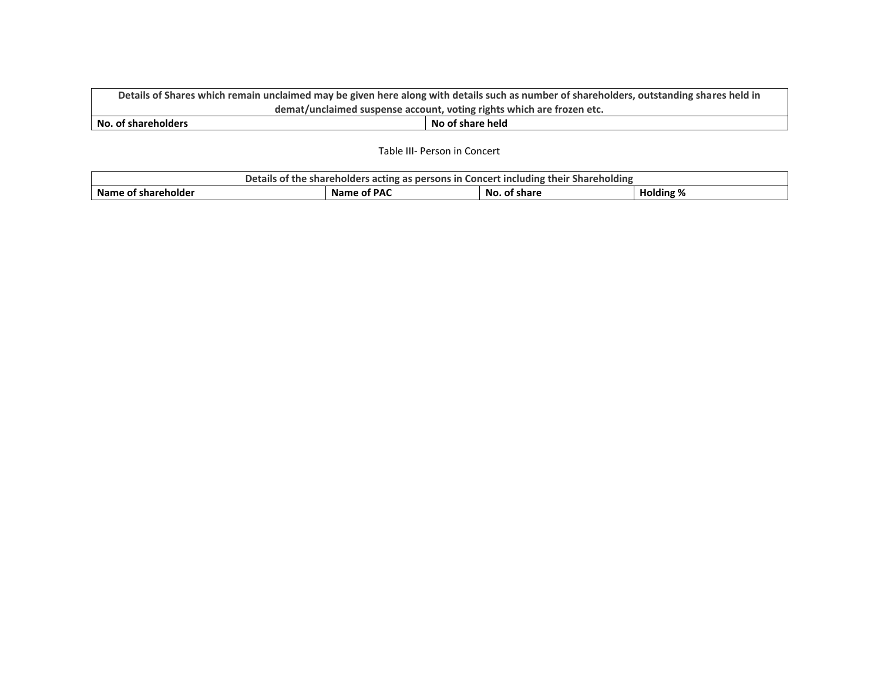| Details of Shares which remain unclaimed may be given here along with details such as number of shareholders, outstanding shares held in demat/unclaimed suspense account, voting rights which are frozen etc. | |
|---|---|
| **No. of shareholders** | **No of share held** |

Table III- Person in Concert

| Details of the shareholders acting as persons in Concert including their Shareholding | | | |
|---|---|---|---|
| **Name of shareholder** | **Name of PAC** | **No. of share** | **Holding %** |